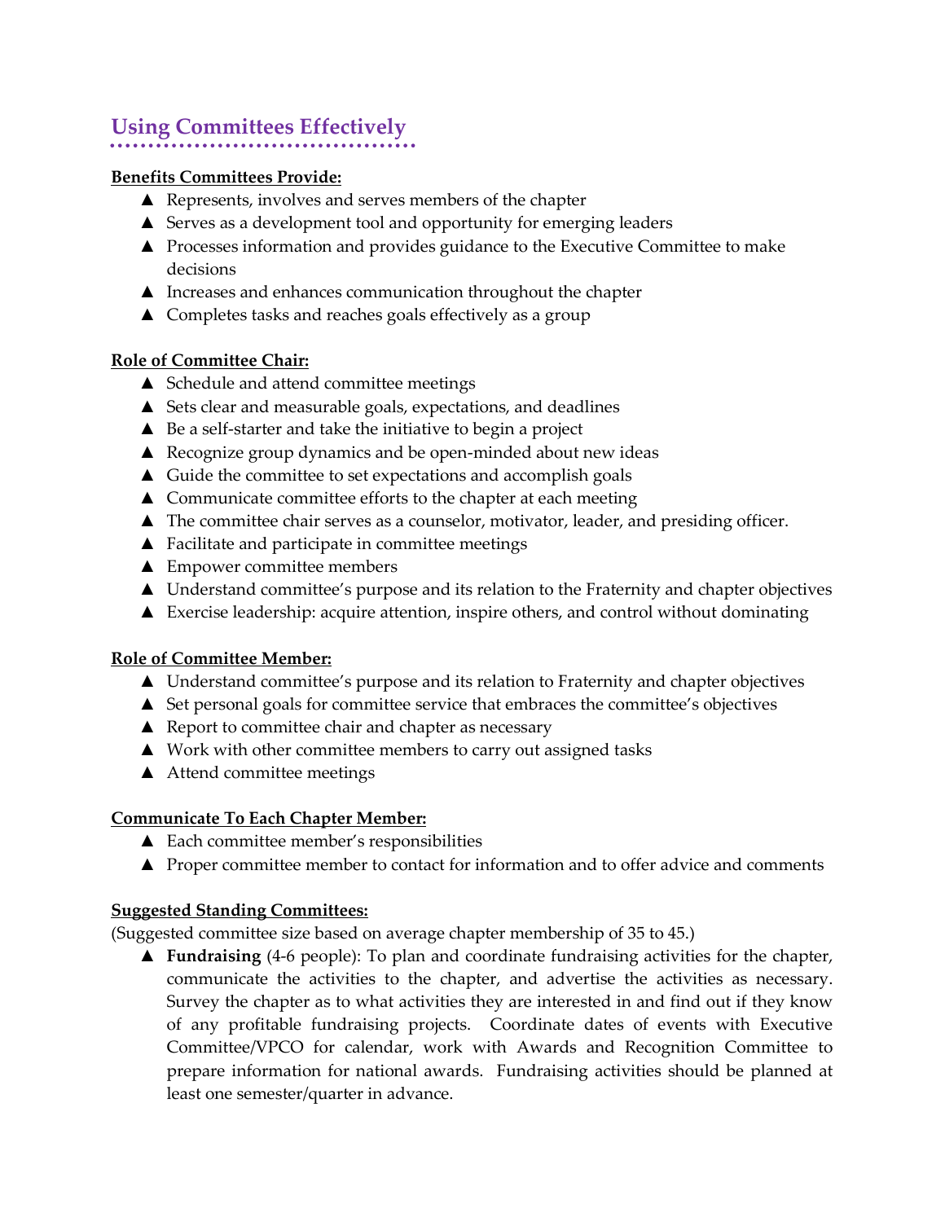## Using Committees Effectively

**Benefits Committees Provide:**

- Represents, involves and serves members of the chapter
- Serves as a development tool and opportunity for emerging leaders
- Processes information and provides guidance to the Executive Committee to make decisions
- Increases and enhances communication throughout the chapter
- Completes tasks and reaches goals effectively as a group

**Role of Committee Chair:**

- Schedule and attend committee meetings
- Sets clear and measurable goals, expectations, and deadlines
- Be a self-starter and take the initiative to begin a project
- Recognize group dynamics and be open-minded about new ideas
- Guide the committee to set expectations and accomplish goals
- Communicate committee efforts to the chapter at each meeting
- The committee chair serves as a counselor, motivator, leader, and presiding officer.
- Facilitate and participate in committee meetings
- Empower committee members
- Understand committee's purpose and its relation to the Fraternity and chapter objectives
- Exercise leadership: acquire attention, inspire others, and control without dominating

**Role of Committee Member:**

- Understand committee's purpose and its relation to Fraternity and chapter objectives
- Set personal goals for committee service that embraces the committee's objectives
- Report to committee chair and chapter as necessary
- Work with other committee members to carry out assigned tasks
- Attend committee meetings

**Communicate To Each Chapter Member:**

- Each committee member's responsibilities
- Proper committee member to contact for information and to offer advice and comments

**Suggested Standing Committees:**

(Suggested committee size based on average chapter membership of 35 to 45.)

- **Fundraising** (4-6 people): To plan and coordinate fundraising activities for the chapter, communicate the activities to the chapter, and advertise the activities as necessary. Survey the chapter as to what activities they are interested in and find out if they know of any profitable fundraising projects. Coordinate dates of events with Executive Committee/VPCO for calendar, work with Awards and Recognition Committee to prepare information for national awards. Fundraising activities should be planned at least one semester/quarter in advance.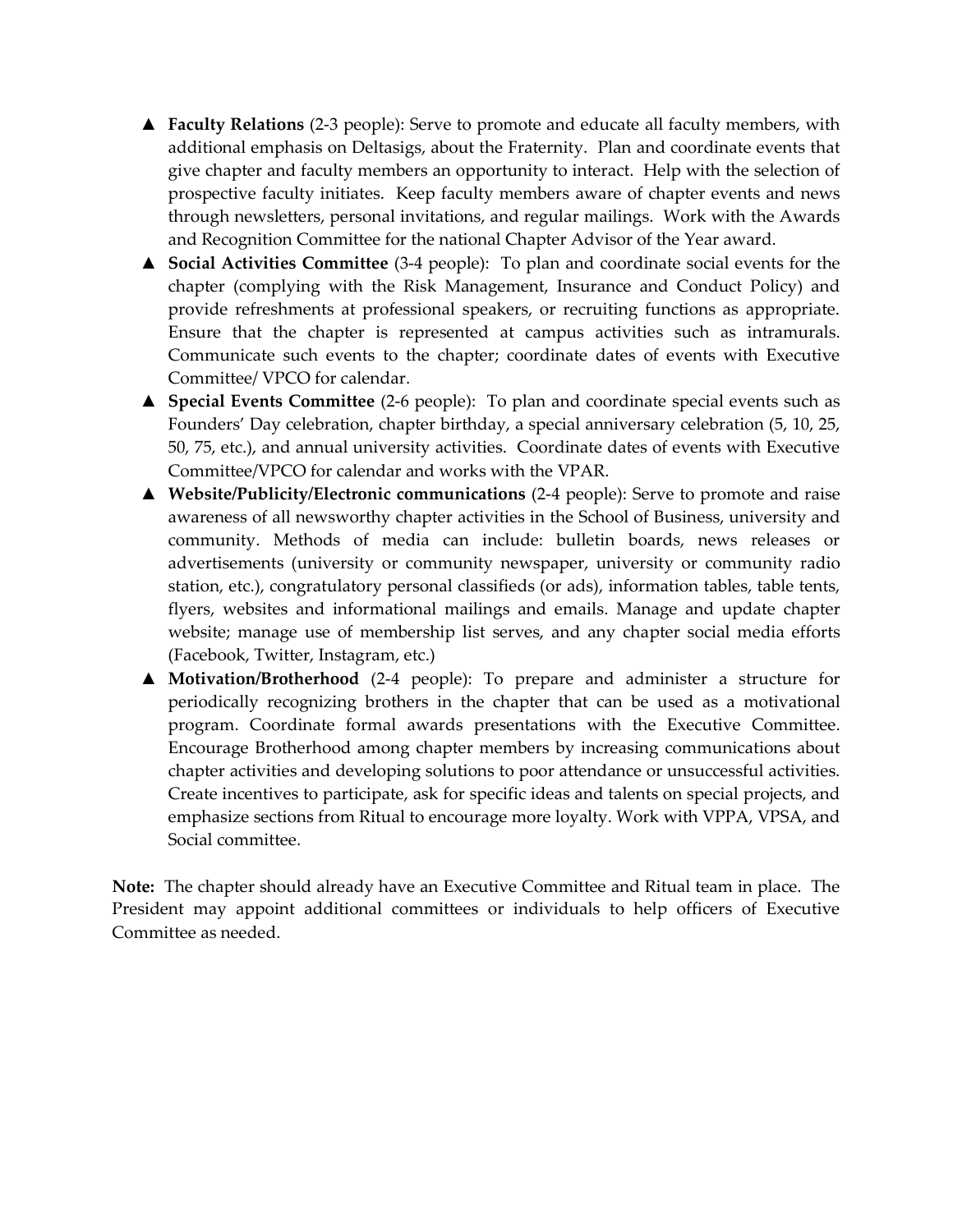- **Faculty Relations** (2-3 people): Serve to promote and educate all faculty members, with additional emphasis on Deltasigs, about the Fraternity. Plan and coordinate events that give chapter and faculty members an opportunity to interact. Help with the selection of prospective faculty initiates. Keep faculty members aware of chapter events and news through newsletters, personal invitations, and regular mailings. Work with the Awards and Recognition Committee for the national Chapter Advisor of the Year award.
- **Social Activities Committee** (3-4 people): To plan and coordinate social events for the chapter (complying with the Risk Management, Insurance and Conduct Policy) and provide refreshments at professional speakers, or recruiting functions as appropriate. Ensure that the chapter is represented at campus activities such as intramurals. Communicate such events to the chapter; coordinate dates of events with Executive Committee/ VPCO for calendar.
- **Special Events Committee** (2-6 people): To plan and coordinate special events such as Founders' Day celebration, chapter birthday, a special anniversary celebration (5, 10, 25, 50, 75, etc.), and annual university activities. Coordinate dates of events with Executive Committee/VPCO for calendar and works with the VPAR.
- **Website/Publicity/Electronic communications** (2-4 people): Serve to promote and raise awareness of all newsworthy chapter activities in the School of Business, university and community. Methods of media can include: bulletin boards, news releases or advertisements (university or community newspaper, university or community radio station, etc.), congratulatory personal classifieds (or ads), information tables, table tents, flyers, websites and informational mailings and emails. Manage and update chapter website; manage use of membership list serves, and any chapter social media efforts (Facebook, Twitter, Instagram, etc.)
- **Motivation/Brotherhood** (2-4 people): To prepare and administer a structure for periodically recognizing brothers in the chapter that can be used as a motivational program. Coordinate formal awards presentations with the Executive Committee. Encourage Brotherhood among chapter members by increasing communications about chapter activities and developing solutions to poor attendance or unsuccessful activities. Create incentives to participate, ask for specific ideas and talents on special projects, and emphasize sections from Ritual to encourage more loyalty. Work with VPPA, VPSA, and Social committee.

**Note:** The chapter should already have an Executive Committee and Ritual team in place. The President may appoint additional committees or individuals to help officers of Executive Committee as needed.